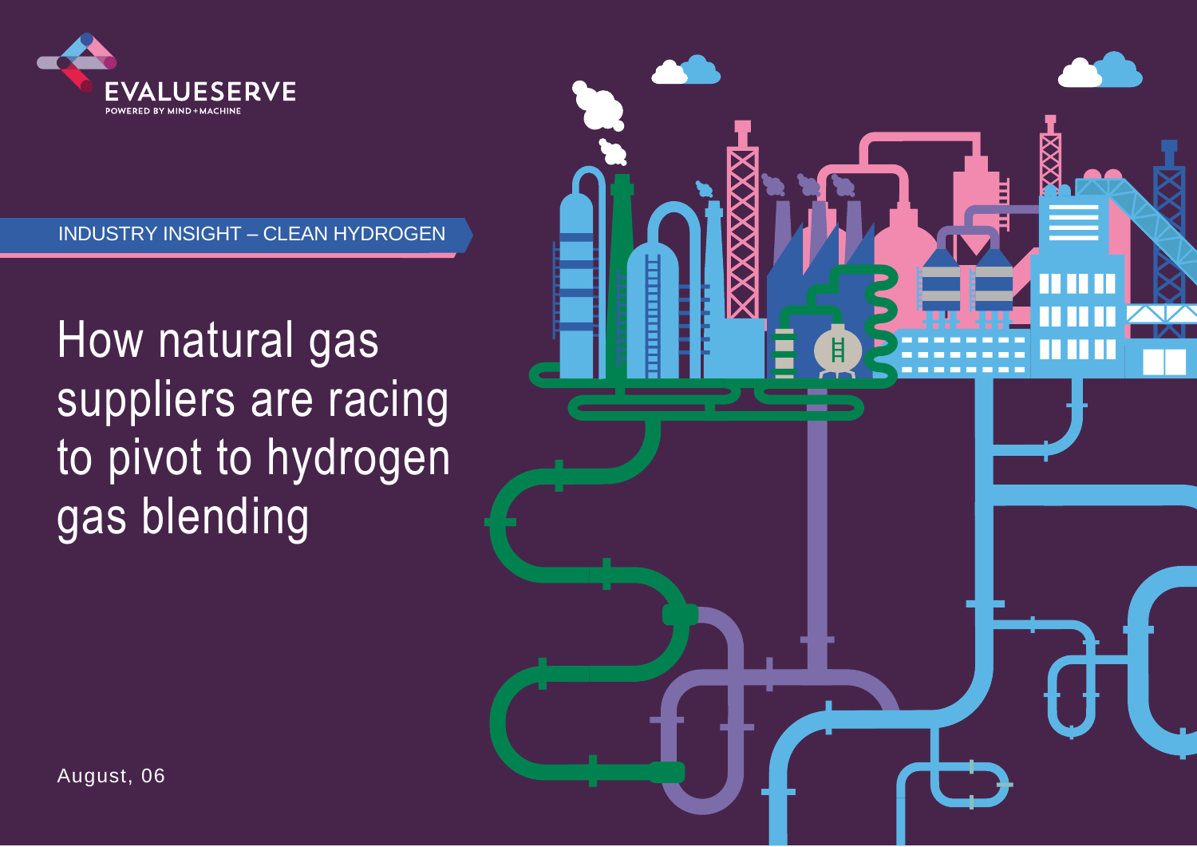EVALUESERVE

POWERED BY MIND+MACHINE

INDUSTRY INSIGHT – CLEAN HYDROGEN

# How natural gas suppliers are racing to pivot to hydrogen gas blending

August, 06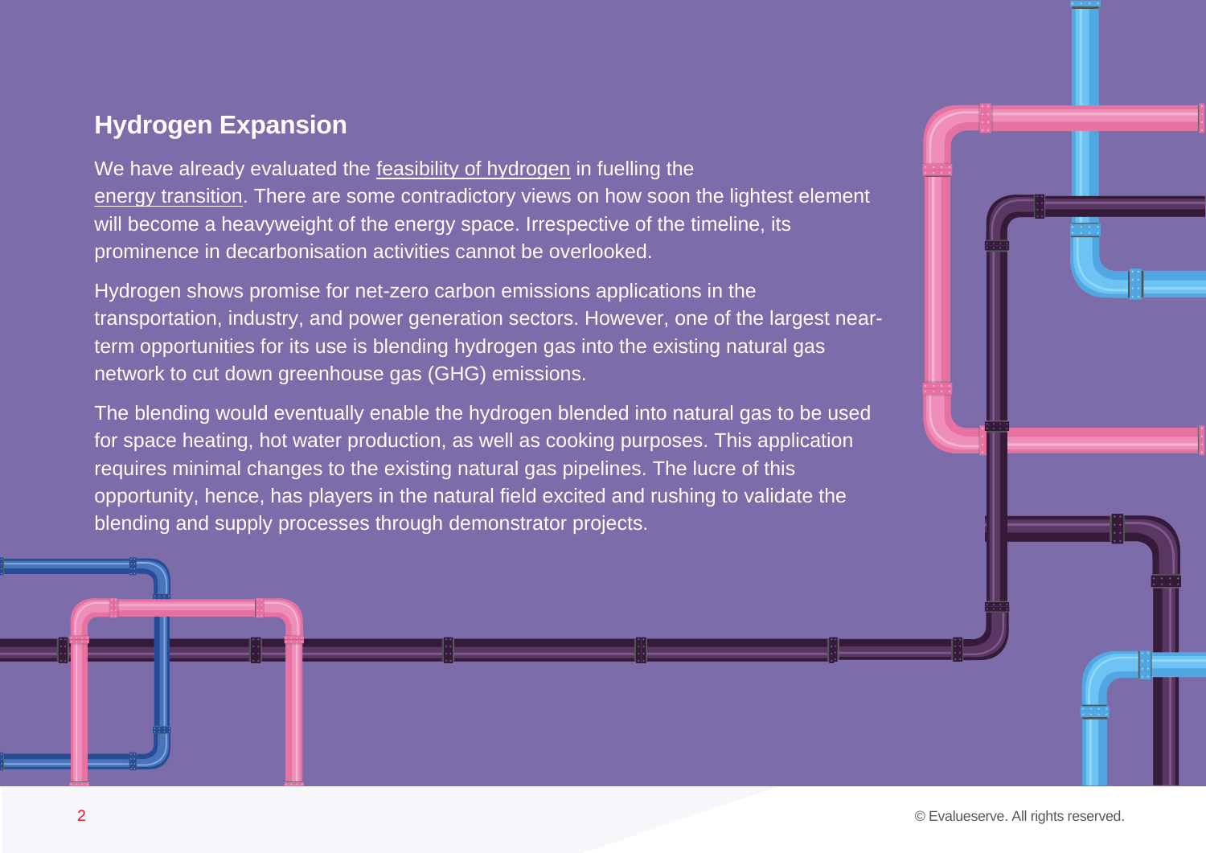## Hydrogen Expansion

We have already evaluated the feasibility of hydrogen in fuelling the energy transition. There are some contradictory views on how soon the lightest element will become a heavyweight of the energy space. Irrespective of the timeline, its prominence in decarbonisation activities cannot be overlooked.

Hydrogen shows promise for net-zero carbon emissions applications in the transportation, industry, and power generation sectors. However, one of the largest near-term opportunities for its use is blending hydrogen gas into the existing natural gas network to cut down greenhouse gas (GHG) emissions.

The blending would eventually enable the hydrogen blended into natural gas to be used for space heating, hot water production, as well as cooking purposes. This application requires minimal changes to the existing natural gas pipelines. The lucre of this opportunity, hence, has players in the natural field excited and rushing to validate the blending and supply processes through demonstrator projects.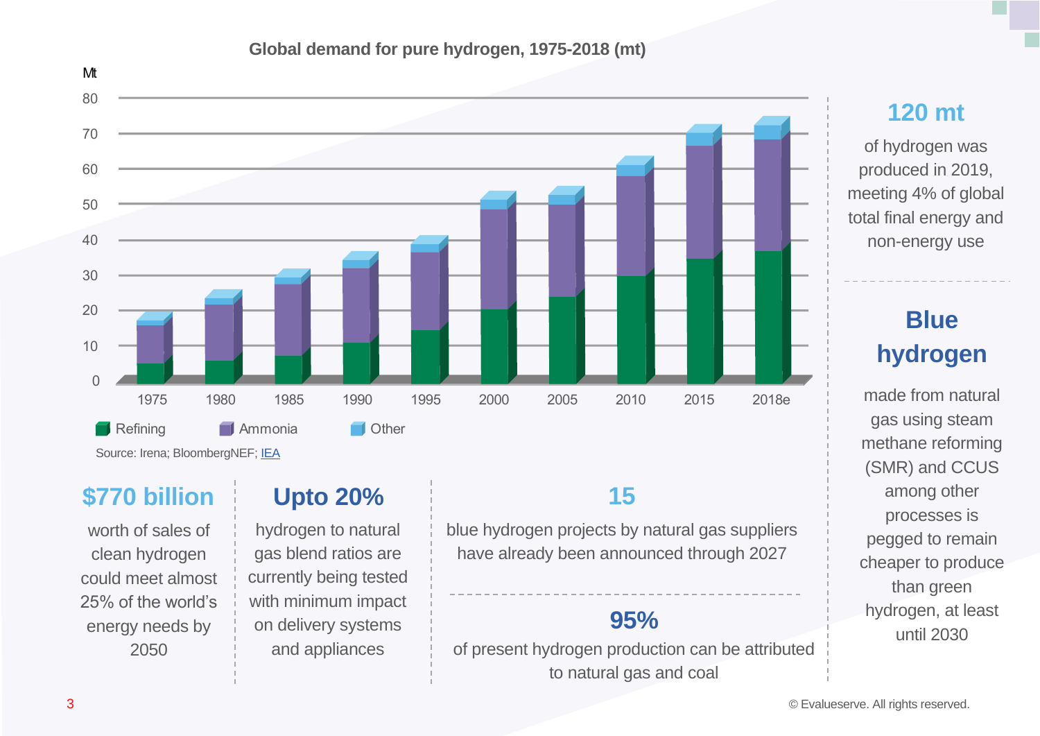### Global demand for pure hydrogen, 1975-2018 (mt)

Mt

Legend: Refining, Ammonia, Other

Source: Irena; BloombergNEF; IEA

## 120 mt

of hydrogen was produced in 2019, meeting 4% of global total final energy and non-energy use

## Blue hydrogen

made from natural gas using steam methane reforming (SMR) and CCUS among other processes is pegged to remain cheaper to produce than green hydrogen, at least until 2030

## $770 billion

worth of sales of clean hydrogen could meet almost 25% of the world's energy needs by 2050

## Upto 20%

hydrogen to natural gas blend ratios are currently being tested with minimum impact on delivery systems and appliances

## 15

blue hydrogen projects by natural gas suppliers have already been announced through 2027

## 95%

of present hydrogen production can be attributed to natural gas and coal

© Evalueserve. All rights reserved.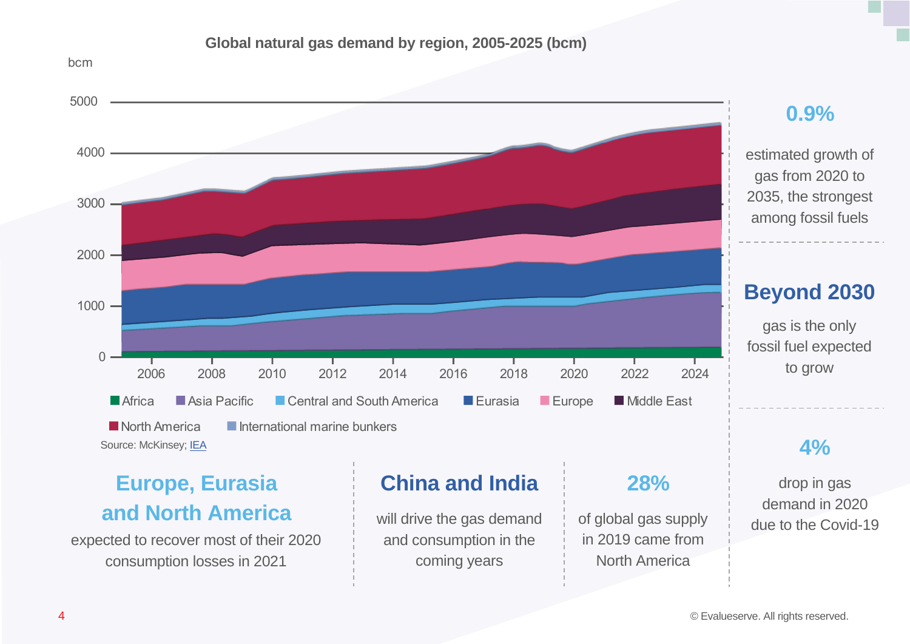**Global natural gas demand by region, 2005-2025 (bcm)**

bcm

5000
4000
3000
2000
1000
0

2006 2008 2010 2012 2014 2016 2018 2020 2022 2024

Africa · Asia Pacific · Central and South America · Eurasia · Europe · Middle East · North America · International marine bunkers

Source: McKinsey; IEA

## 0.9%

estimated growth of gas from 2020 to 2035, the strongest among fossil fuels

## Beyond 2030

gas is the only fossil fuel expected to grow

## 4%

drop in gas demand in 2020 due to the Covid-19

## Europe, Eurasia and North America

expected to recover most of their 2020 consumption losses in 2021

## China and India

will drive the gas demand and consumption in the coming years

## 28%

of global gas supply in 2019 came from North America

© Evalueserve. All rights reserved.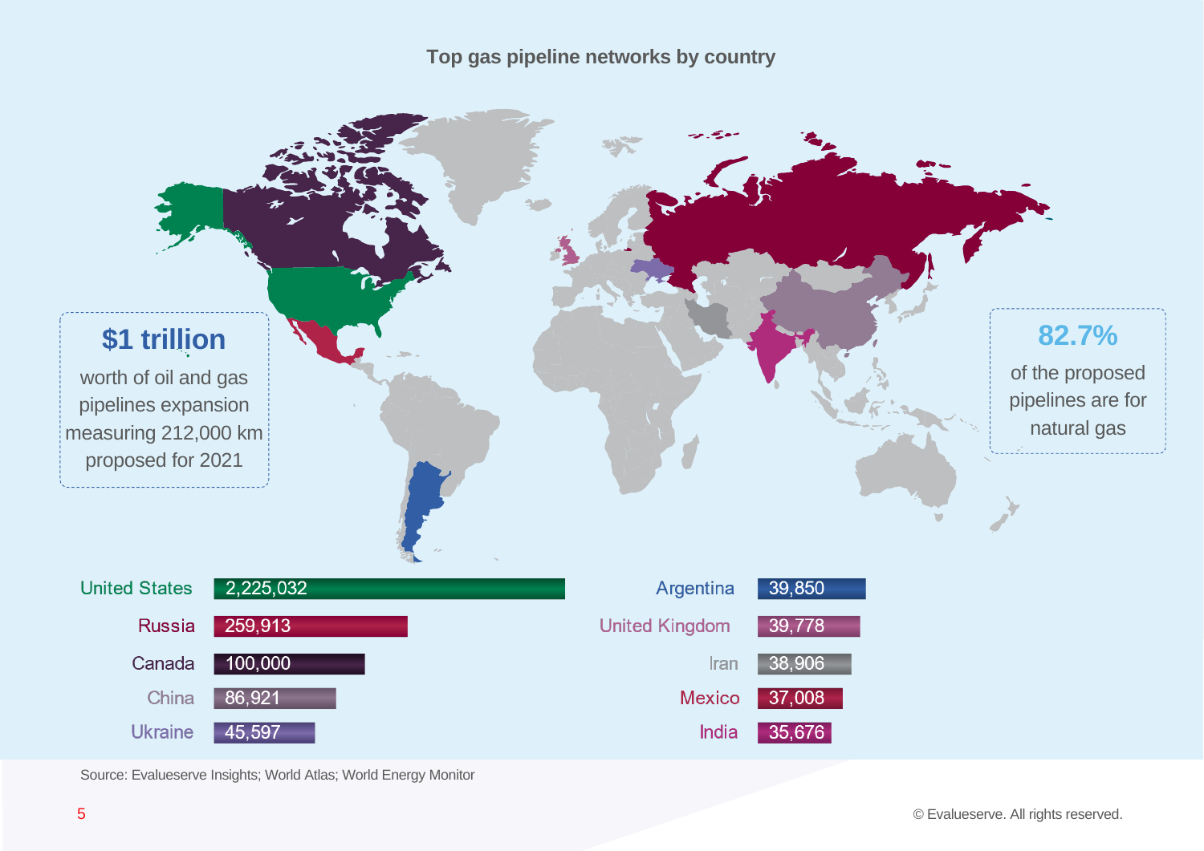## Top gas pipeline networks by country

**$1 trillion**

worth of oil and gas pipelines expansion measuring 212,000 km proposed for 2021

**82.7%**

of the proposed pipelines are for natural gas

| Country | Pipeline network |
| --- | --- |
| United States | 2,225,032 |
| Russia | 259,913 |
| Canada | 100,000 |
| China | 86,921 |
| Ukraine | 45,597 |
| Argentina | 39,850 |
| United Kingdom | 39,778 |
| Iran | 38,906 |
| Mexico | 37,008 |
| India | 35,676 |

Source: Evalueserve Insights; World Atlas; World Energy Monitor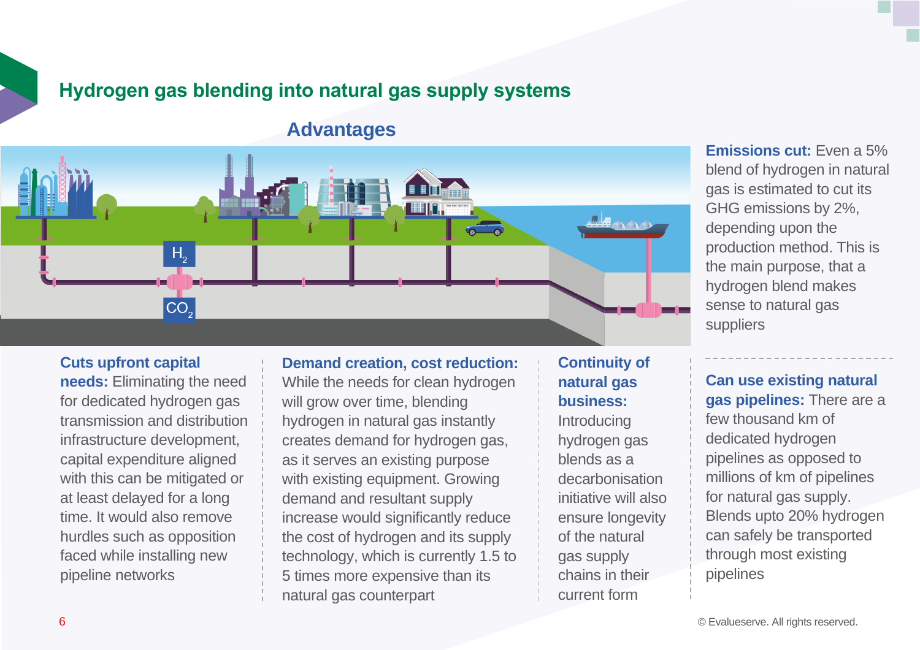## Hydrogen gas blending into natural gas supply systems

### Advantages

**Emissions cut:** Even a 5% blend of hydrogen in natural gas is estimated to cut its GHG emissions by 2%, depending upon the production method. This is the main purpose, that a hydrogen blend makes sense to natural gas suppliers

**Cuts upfront capital needs:** Eliminating the need for dedicated hydrogen gas transmission and distribution infrastructure development, capital expenditure aligned with this can be mitigated or at least delayed for a long time. It would also remove hurdles such as opposition faced while installing new pipeline networks

**Demand creation, cost reduction:** While the needs for clean hydrogen will grow over time, blending hydrogen in natural gas instantly creates demand for hydrogen gas, as it serves an existing purpose with existing equipment. Growing demand and resultant supply increase would significantly reduce the cost of hydrogen and its supply technology, which is currently 1.5 to 5 times more expensive than its natural gas counterpart

**Continuity of natural gas business:** Introducing hydrogen gas blends as a decarbonisation initiative will also ensure longevity of the natural gas supply chains in their current form

**Can use existing natural gas pipelines:** There are a few thousand km of dedicated hydrogen pipelines as opposed to millions of km of pipelines for natural gas supply. Blends upto 20% hydrogen can safely be transported through most existing pipelines

© Evalueserve. All rights reserved.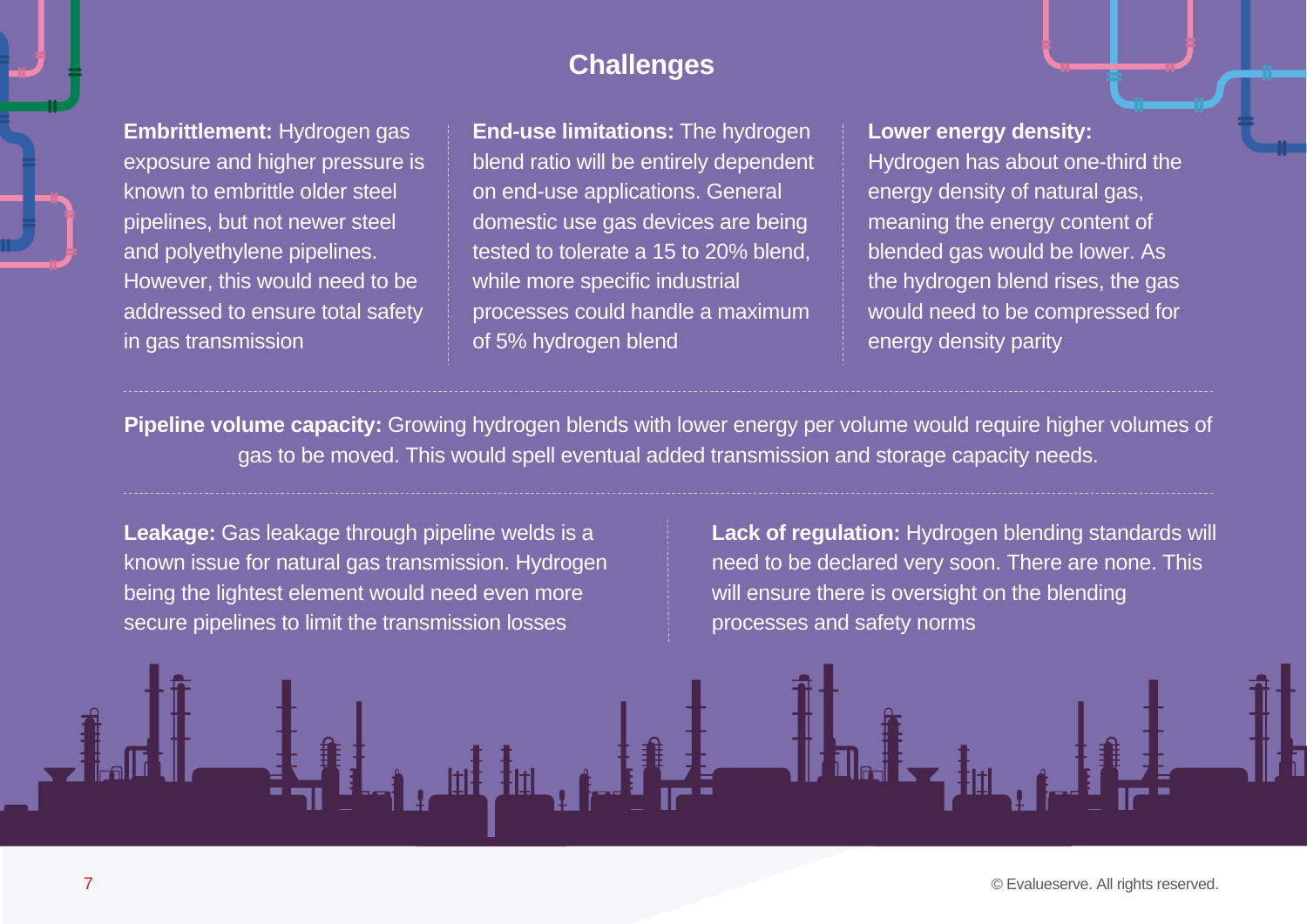## Challenges

**Embrittlement:** Hydrogen gas exposure and higher pressure is known to embrittle older steel pipelines, but not newer steel and polyethylene pipelines. However, this would need to be addressed to ensure total safety in gas transmission

**End-use limitations:** The hydrogen blend ratio will be entirely dependent on end-use applications. General domestic use gas devices are being tested to tolerate a 15 to 20% blend, while more specific industrial processes could handle a maximum of 5% hydrogen blend

**Lower energy density:** Hydrogen has about one-third the energy density of natural gas, meaning the energy content of blended gas would be lower. As the hydrogen blend rises, the gas would need to be compressed for energy density parity

**Pipeline volume capacity:** Growing hydrogen blends with lower energy per volume would require higher volumes of gas to be moved. This would spell eventual added transmission and storage capacity needs.

**Leakage:** Gas leakage through pipeline welds is a known issue for natural gas transmission. Hydrogen being the lightest element would need even more secure pipelines to limit the transmission losses

**Lack of regulation:** Hydrogen blending standards will need to be declared very soon. There are none. This will ensure there is oversight on the blending processes and safety norms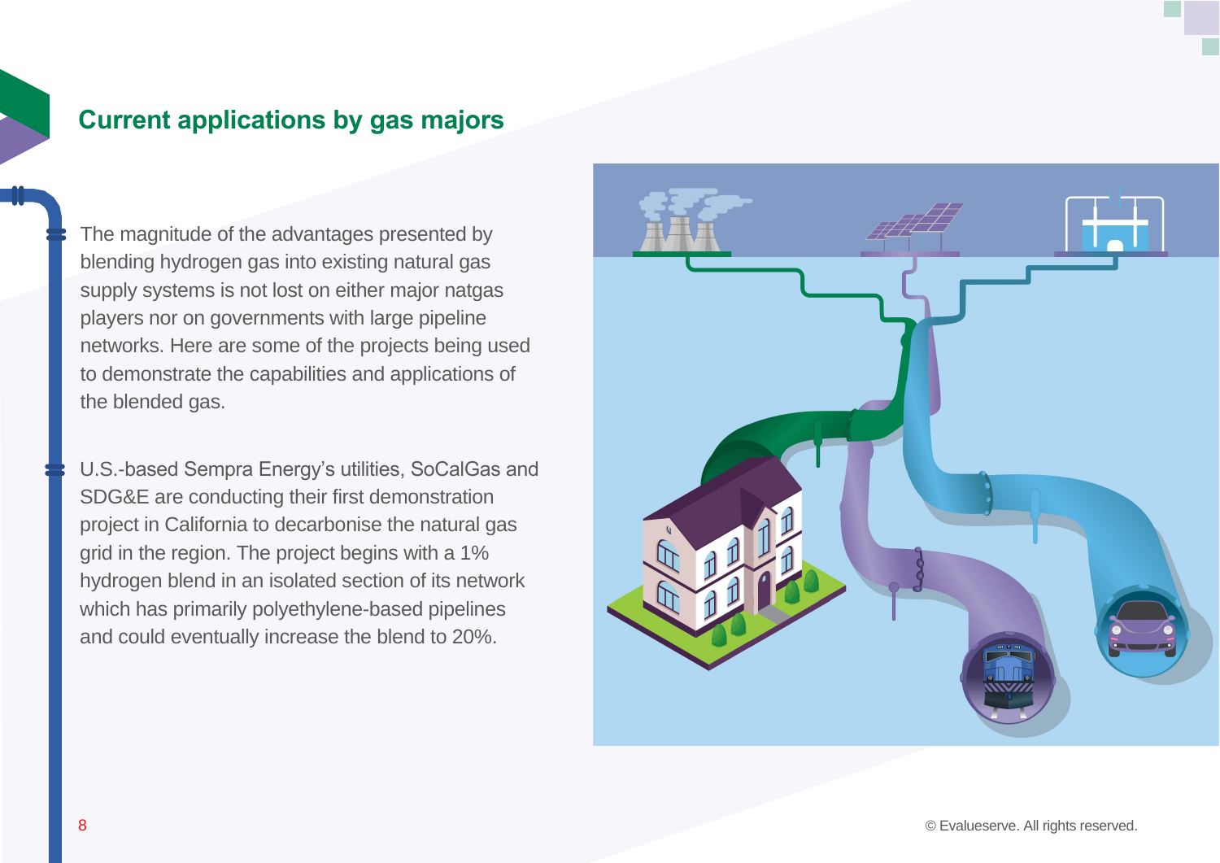## Current applications by gas majors

The magnitude of the advantages presented by blending hydrogen gas into existing natural gas supply systems is not lost on either major natgas players nor on governments with large pipeline networks. Here are some of the projects being used to demonstrate the capabilities and applications of the blended gas.

U.S.-based Sempra Energy's utilities, SoCalGas and SDG&E are conducting their first demonstration project in California to decarbonise the natural gas grid in the region. The project begins with a 1% hydrogen blend in an isolated section of its network which has primarily polyethylene-based pipelines and could eventually increase the blend to 20%.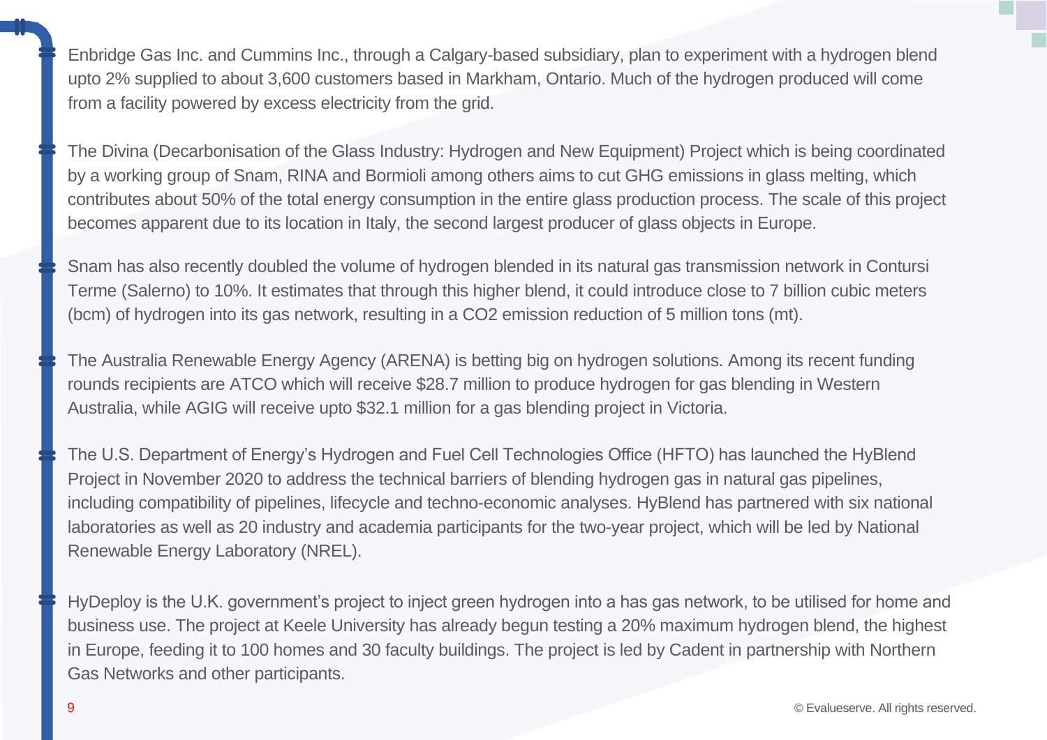- Enbridge Gas Inc. and Cummins Inc., through a Calgary-based subsidiary, plan to experiment with a hydrogen blend upto 2% supplied to about 3,600 customers based in Markham, Ontario. Much of the hydrogen produced will come from a facility powered by excess electricity from the grid.

- The Divina (Decarbonisation of the Glass Industry: Hydrogen and New Equipment) Project which is being coordinated by a working group of Snam, RINA and Bormioli among others aims to cut GHG emissions in glass melting, which contributes about 50% of the total energy consumption in the entire glass production process. The scale of this project becomes apparent due to its location in Italy, the second largest producer of glass objects in Europe.

- Snam has also recently doubled the volume of hydrogen blended in its natural gas transmission network in Contursi Terme (Salerno) to 10%. It estimates that through this higher blend, it could introduce close to 7 billion cubic meters (bcm) of hydrogen into its gas network, resulting in a $CO_2$ emission reduction of 5 million tons (mt).

- The Australia Renewable Energy Agency (ARENA) is betting big on hydrogen solutions. Among its recent funding rounds recipients are ATCO which will receive $28.7 million to produce hydrogen for gas blending in Western Australia, while AGIG will receive upto $32.1 million for a gas blending project in Victoria.

- The U.S. Department of Energy's Hydrogen and Fuel Cell Technologies Office (HFTO) has launched the HyBlend Project in November 2020 to address the technical barriers of blending hydrogen gas in natural gas pipelines, including compatibility of pipelines, lifecycle and techno-economic analyses. HyBlend has partnered with six national laboratories as well as 20 industry and academia participants for the two-year project, which will be led by National Renewable Energy Laboratory (NREL).

- HyDeploy is the U.K. government's project to inject green hydrogen into a has gas network, to be utilised for home and business use. The project at Keele University has already begun testing a 20% maximum hydrogen blend, the highest in Europe, feeding it to 100 homes and 30 faculty buildings. The project is led by Cadent in partnership with Northern Gas Networks and other participants.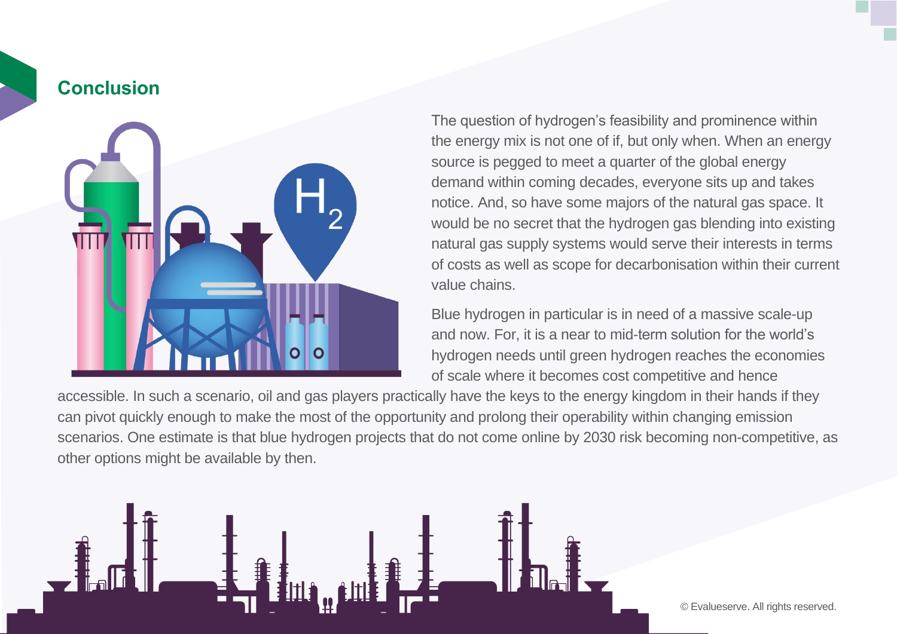## Conclusion

The question of hydrogen's feasibility and prominence within the energy mix is not one of if, but only when. When an energy source is pegged to meet a quarter of the global energy demand within coming decades, everyone sits up and takes notice. And, so have some majors of the natural gas space. It would be no secret that the hydrogen gas blending into existing natural gas supply systems would serve their interests in terms of costs as well as scope for decarbonisation within their current value chains.

Blue hydrogen in particular is in need of a massive scale-up and now. For, it is a near to mid-term solution for the world's hydrogen needs until green hydrogen reaches the economies of scale where it becomes cost competitive and hence accessible. In such a scenario, oil and gas players practically have the keys to the energy kingdom in their hands if they can pivot quickly enough to make the most of the opportunity and prolong their operability within changing emission scenarios. One estimate is that blue hydrogen projects that do not come online by 2030 risk becoming non-competitive, as other options might be available by then.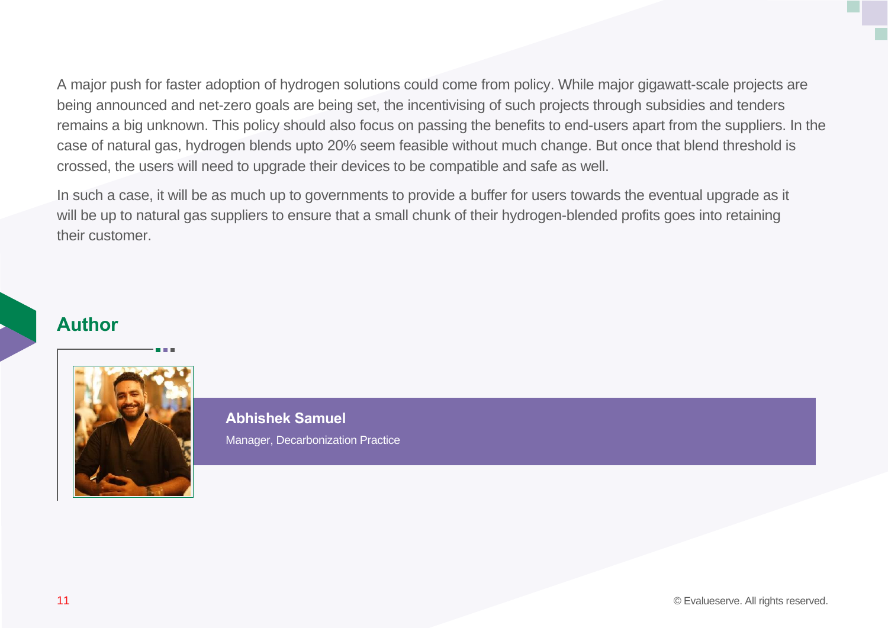A major push for faster adoption of hydrogen solutions could come from policy. While major gigawatt-scale projects are being announced and net-zero goals are being set, the incentivising of such projects through subsidies and tenders remains a big unknown. This policy should also focus on passing the benefits to end-users apart from the suppliers. In the case of natural gas, hydrogen blends upto 20% seem feasible without much change. But once that blend threshold is crossed, the users will need to upgrade their devices to be compatible and safe as well.

In such a case, it will be as much up to governments to provide a buffer for users towards the eventual upgrade as it will be up to natural gas suppliers to ensure that a small chunk of their hydrogen-blended profits goes into retaining their customer.

## Author

**Abhishek Samuel**

Manager, Decarbonization Practice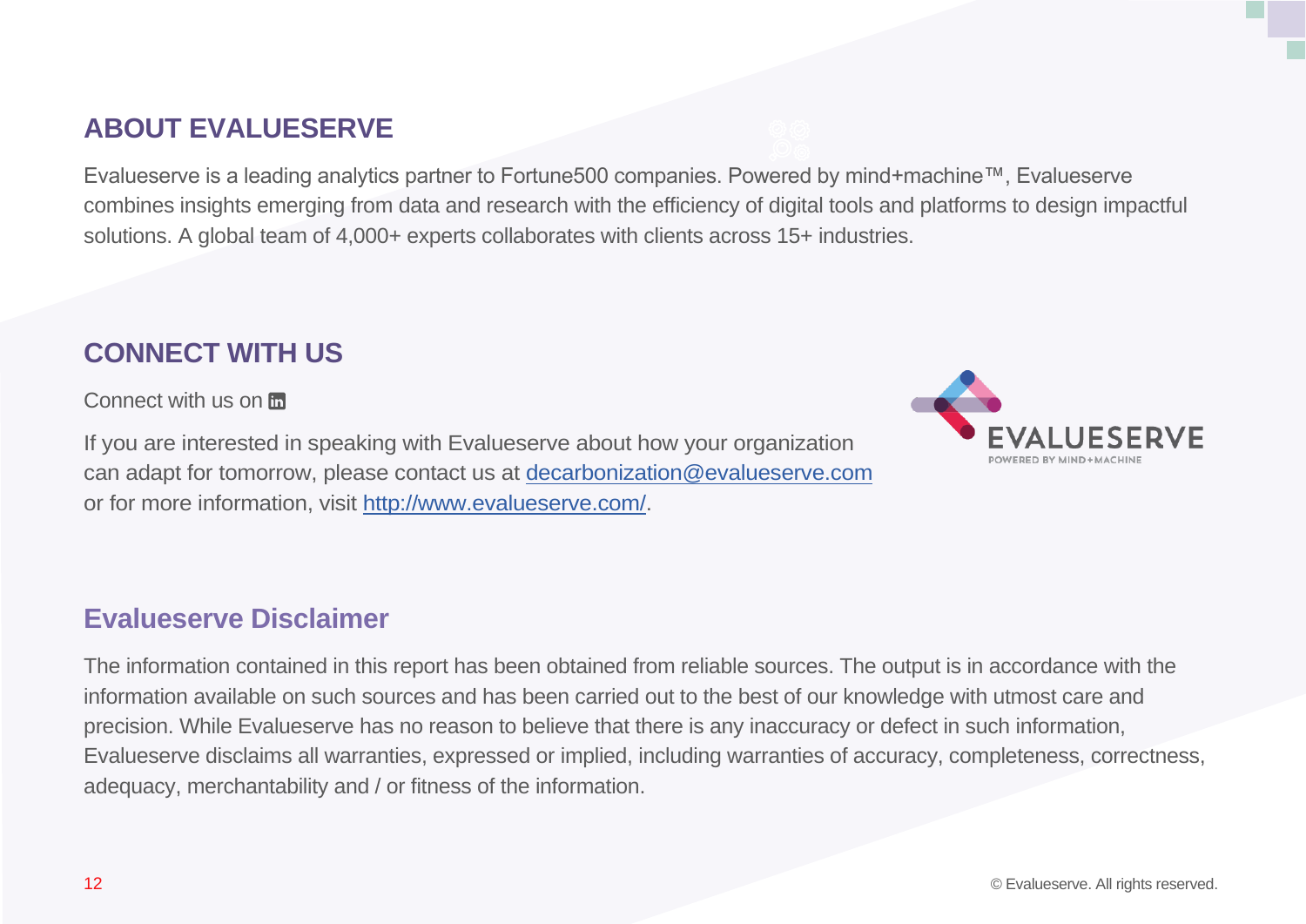## ABOUT EVALUESERVE

Evalueserve is a leading analytics partner to Fortune500 companies. Powered by mind+machine™, Evalueserve combines insights emerging from data and research with the efficiency of digital tools and platforms to design impactful solutions. A global team of 4,000+ experts collaborates with clients across 15+ industries.

## CONNECT WITH US

Connect with us on in

If you are interested in speaking with Evalueserve about how your organization can adapt for tomorrow, please contact us at decarbonization@evalueserve.com or for more information, visit http://www.evalueserve.com/.

## Evalueserve Disclaimer

The information contained in this report has been obtained from reliable sources. The output is in accordance with the information available on such sources and has been carried out to the best of our knowledge with utmost care and precision. While Evalueserve has no reason to believe that there is any inaccuracy or defect in such information, Evalueserve disclaims all warranties, expressed or implied, including warranties of accuracy, completeness, correctness, adequacy, merchantability and / or fitness of the information.

© Evalueserve. All rights reserved.